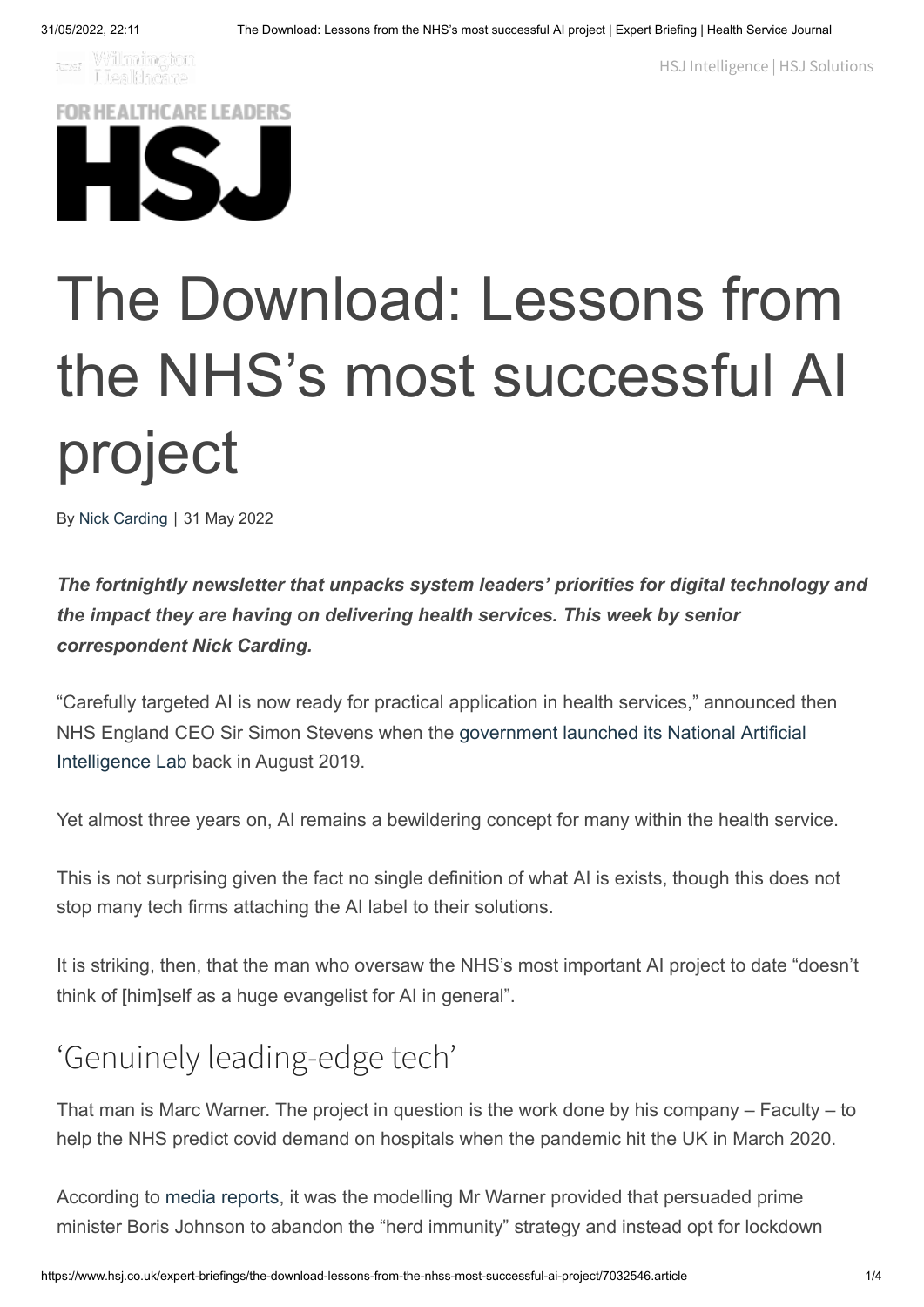# The Download: Lessons from the NHS's most successful AI project

By Nick Carding | 31 May 2022

***The fortnightly newsletter that unpacks system leaders' priorities for digital technology and the impact they are having on delivering health services. This week by senior correspondent Nick Carding.***

"Carefully targeted AI is now ready for practical application in health services," announced then NHS England CEO Sir Simon Stevens when the government launched its National Artificial Intelligence Lab back in August 2019.

Yet almost three years on, AI remains a bewildering concept for many within the health service.

This is not surprising given the fact no single definition of what AI is exists, though this does not stop many tech firms attaching the AI label to their solutions.

It is striking, then, that the man who oversaw the NHS's most important AI project to date "doesn't think of [him]self as a huge evangelist for AI in general".

## 'Genuinely leading-edge tech'

That man is Marc Warner. The project in question is the work done by his company – Faculty – to help the NHS predict covid demand on hospitals when the pandemic hit the UK in March 2020.

According to media reports, it was the modelling Mr Warner provided that persuaded prime minister Boris Johnson to abandon the "herd immunity" strategy and instead opt for lockdown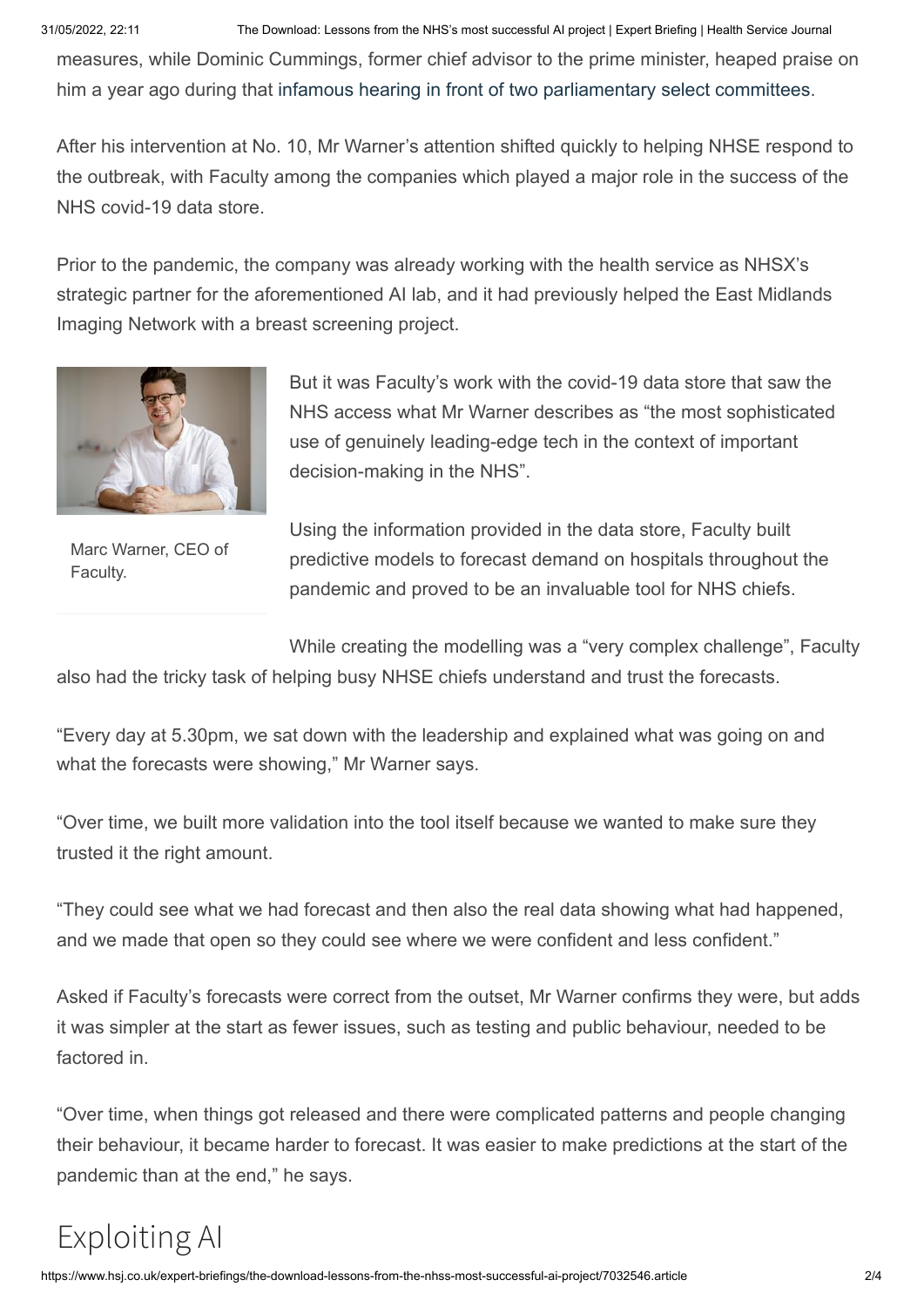measures, while Dominic Cummings, former chief advisor to the prime minister, heaped praise on him a year ago during that infamous hearing in front of two parliamentary select committees.

After his intervention at No. 10, Mr Warner's attention shifted quickly to helping NHSE respond to the outbreak, with Faculty among the companies which played a major role in the success of the NHS covid-19 data store.

Prior to the pandemic, the company was already working with the health service as NHSX's strategic partner for the aforementioned AI lab, and it had previously helped the East Midlands Imaging Network with a breast screening project.

Marc Warner, CEO of Faculty.

But it was Faculty's work with the covid-19 data store that saw the NHS access what Mr Warner describes as "the most sophisticated use of genuinely leading-edge tech in the context of important decision-making in the NHS".

Using the information provided in the data store, Faculty built predictive models to forecast demand on hospitals throughout the pandemic and proved to be an invaluable tool for NHS chiefs.

While creating the modelling was a "very complex challenge", Faculty also had the tricky task of helping busy NHSE chiefs understand and trust the forecasts.

"Every day at 5.30pm, we sat down with the leadership and explained what was going on and what the forecasts were showing," Mr Warner says.

"Over time, we built more validation into the tool itself because we wanted to make sure they trusted it the right amount.

"They could see what we had forecast and then also the real data showing what had happened, and we made that open so they could see where we were confident and less confident."

Asked if Faculty's forecasts were correct from the outset, Mr Warner confirms they were, but adds it was simpler at the start as fewer issues, such as testing and public behaviour, needed to be factored in.

"Over time, when things got released and there were complicated patterns and people changing their behaviour, it became harder to forecast. It was easier to make predictions at the start of the pandemic than at the end," he says.

## Exploiting AI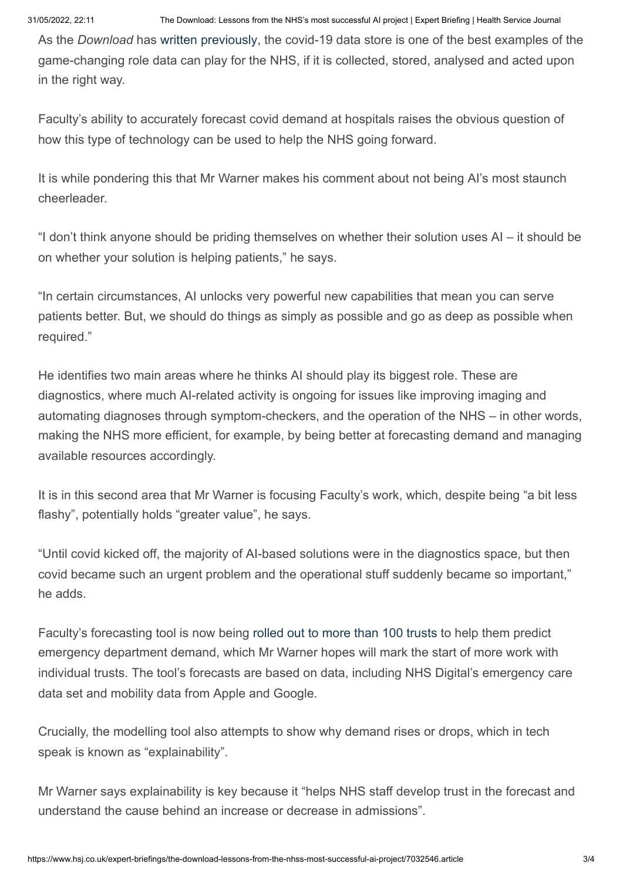As the *Download* has written previously, the covid-19 data store is one of the best examples of the game-changing role data can play for the NHS, if it is collected, stored, analysed and acted upon in the right way.

Faculty's ability to accurately forecast covid demand at hospitals raises the obvious question of how this type of technology can be used to help the NHS going forward.

It is while pondering this that Mr Warner makes his comment about not being AI's most staunch cheerleader.

"I don't think anyone should be priding themselves on whether their solution uses AI – it should be on whether your solution is helping patients," he says.

"In certain circumstances, AI unlocks very powerful new capabilities that mean you can serve patients better. But, we should do things as simply as possible and go as deep as possible when required."

He identifies two main areas where he thinks AI should play its biggest role. These are diagnostics, where much AI-related activity is ongoing for issues like improving imaging and automating diagnoses through symptom-checkers, and the operation of the NHS – in other words, making the NHS more efficient, for example, by being better at forecasting demand and managing available resources accordingly.

It is in this second area that Mr Warner is focusing Faculty's work, which, despite being "a bit less flashy", potentially holds "greater value", he says.

"Until covid kicked off, the majority of AI-based solutions were in the diagnostics space, but then covid became such an urgent problem and the operational stuff suddenly became so important," he adds.

Faculty's forecasting tool is now being rolled out to more than 100 trusts to help them predict emergency department demand, which Mr Warner hopes will mark the start of more work with individual trusts. The tool's forecasts are based on data, including NHS Digital's emergency care data set and mobility data from Apple and Google.

Crucially, the modelling tool also attempts to show why demand rises or drops, which in tech speak is known as "explainability".

Mr Warner says explainability is key because it "helps NHS staff develop trust in the forecast and understand the cause behind an increase or decrease in admissions".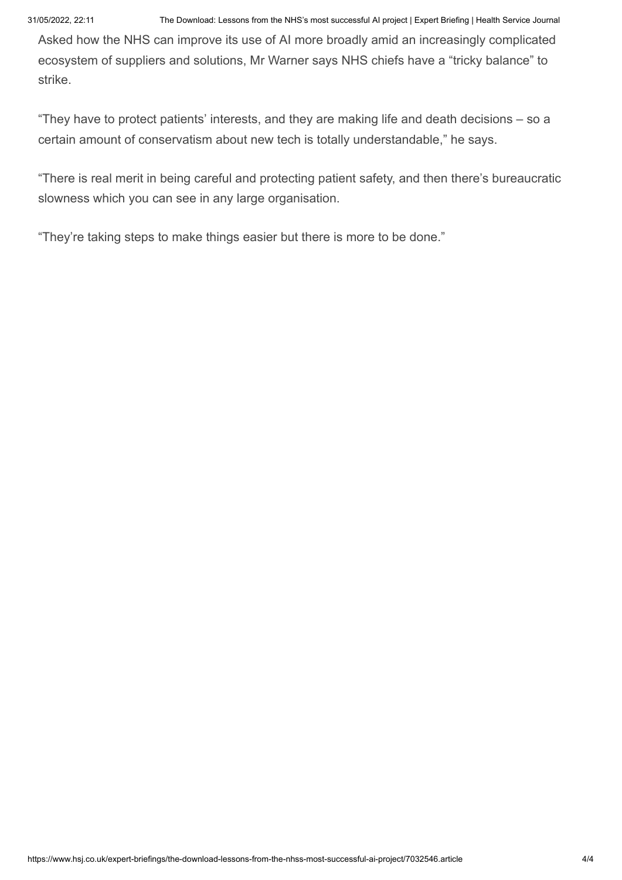Asked how the NHS can improve its use of AI more broadly amid an increasingly complicated ecosystem of suppliers and solutions, Mr Warner says NHS chiefs have a "tricky balance" to strike.

"They have to protect patients' interests, and they are making life and death decisions – so a certain amount of conservatism about new tech is totally understandable," he says.

"There is real merit in being careful and protecting patient safety, and then there's bureaucratic slowness which you can see in any large organisation.

"They're taking steps to make things easier but there is more to be done."